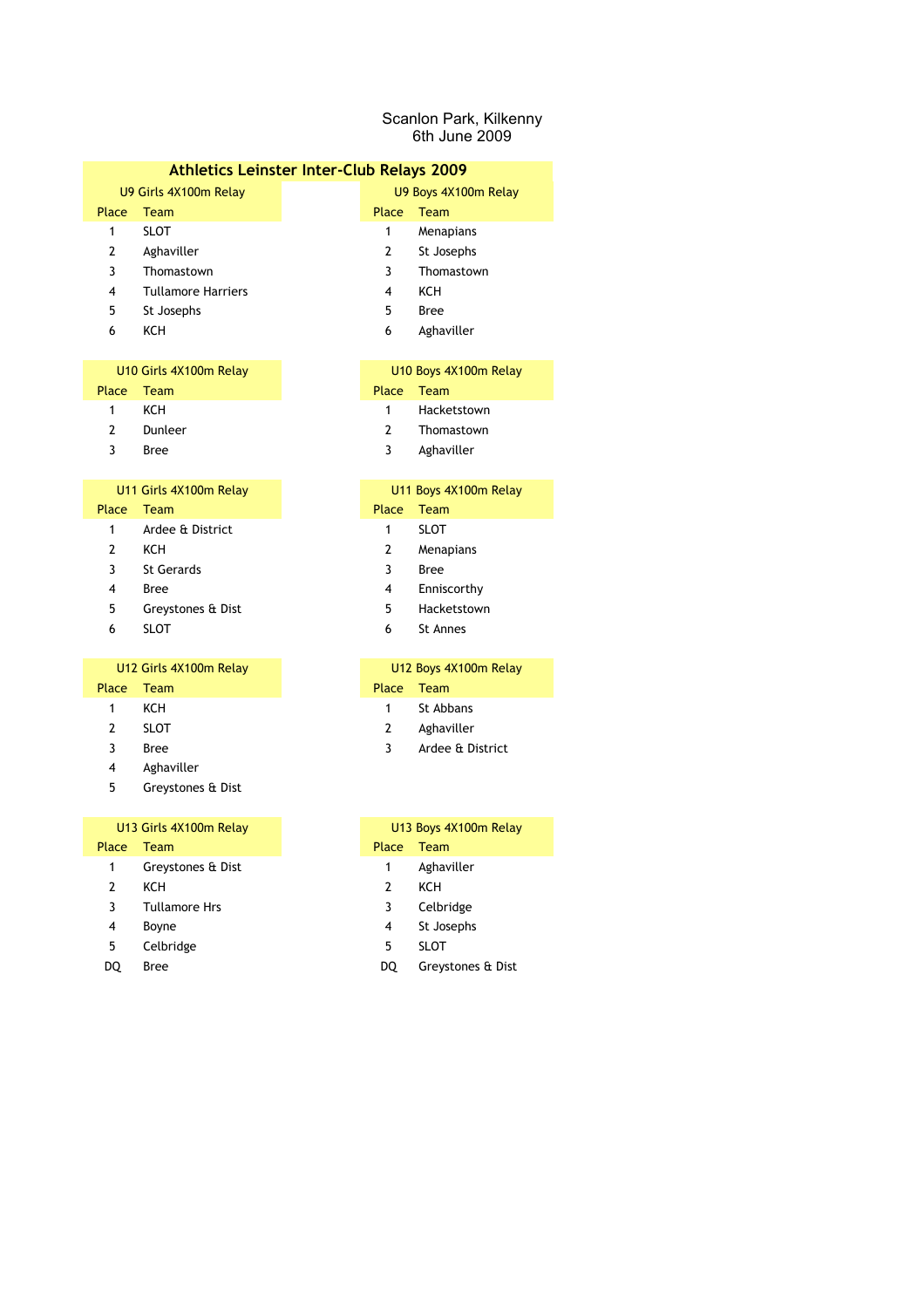Scanlon Park, Kilkenny
6th June 2009

# Athletics Leinster Inter-Club Relays 2009

### U9 Girls 4X100m Relay

| Place | Team |
|---|---|
| 1 | SLOT |
| 2 | Aghaviller |
| 3 | Thomastown |
| 4 | Tullamore Harriers |
| 5 | St Josephs |
| 6 | KCH |

### U9 Boys 4X100m Relay

| Place | Team |
|---|---|
| 1 | Menapians |
| 2 | St Josephs |
| 3 | Thomastown |
| 4 | KCH |
| 5 | Bree |
| 6 | Aghaviller |

### U10 Girls 4X100m Relay

| Place | Team |
|---|---|
| 1 | KCH |
| 2 | Dunleer |
| 3 | Bree |

### U10 Boys 4X100m Relay

| Place | Team |
|---|---|
| 1 | Hacketstown |
| 2 | Thomastown |
| 3 | Aghaviller |

### U11 Girls 4X100m Relay

| Place | Team |
|---|---|
| 1 | Ardee & District |
| 2 | KCH |
| 3 | St Gerards |
| 4 | Bree |
| 5 | Greystones & Dist |
| 6 | SLOT |

### U11 Boys 4X100m Relay

| Place | Team |
|---|---|
| 1 | SLOT |
| 2 | Menapians |
| 3 | Bree |
| 4 | Enniscorthy |
| 5 | Hacketstown |
| 6 | St Annes |

### U12 Girls 4X100m Relay

| Place | Team |
|---|---|
| 1 | KCH |
| 2 | SLOT |
| 3 | Bree |
| 4 | Aghaviller |
| 5 | Greystones & Dist |

### U12 Boys 4X100m Relay

| Place | Team |
|---|---|
| 1 | St Abbans |
| 2 | Aghaviller |
| 3 | Ardee & District |

### U13 Girls 4X100m Relay

| Place | Team |
|---|---|
| 1 | Greystones & Dist |
| 2 | KCH |
| 3 | Tullamore Hrs |
| 4 | Boyne |
| 5 | Celbridge |
| DQ | Bree |

### U13 Boys 4X100m Relay

| Place | Team |
|---|---|
| 1 | Aghaviller |
| 2 | KCH |
| 3 | Celbridge |
| 4 | St Josephs |
| 5 | SLOT |
| DQ | Greystones & Dist |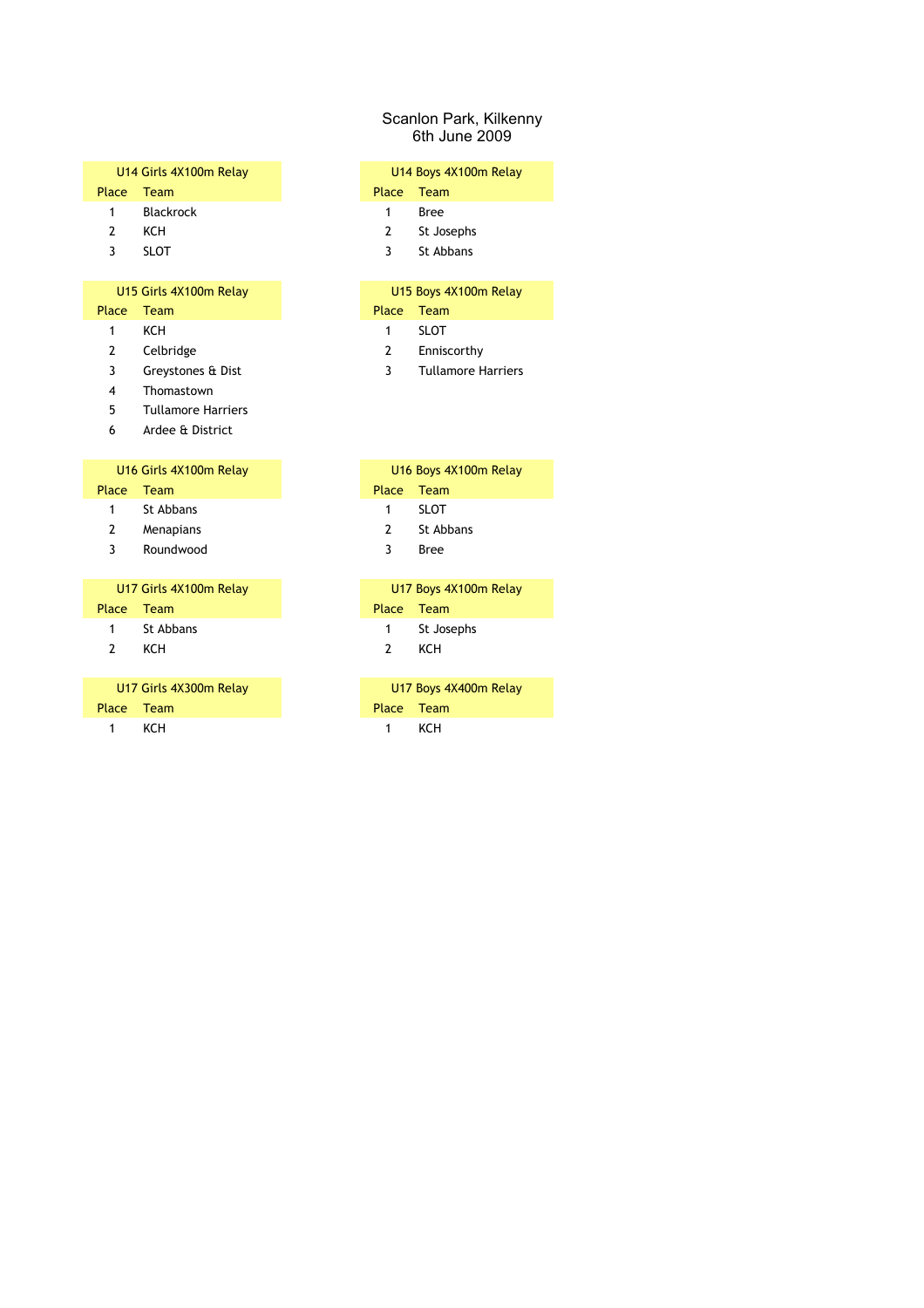Scanlon Park, Kilkenny
6th June 2009

### U14 Girls 4X100m Relay

| Place | Team |
|---|---|
| 1 | Blackrock |
| 2 | KCH |
| 3 | SLOT |

### U14 Boys 4X100m Relay

| Place | Team |
|---|---|
| 1 | Bree |
| 2 | St Josephs |
| 3 | St Abbans |

### U15 Girls 4X100m Relay

| Place | Team |
|---|---|
| 1 | KCH |
| 2 | Celbridge |
| 3 | Greystones & Dist |
| 4 | Thomastown |
| 5 | Tullamore Harriers |
| 6 | Ardee & District |

### U15 Boys 4X100m Relay

| Place | Team |
|---|---|
| 1 | SLOT |
| 2 | Enniscorthy |
| 3 | Tullamore Harriers |

### U16 Girls 4X100m Relay

| Place | Team |
|---|---|
| 1 | St Abbans |
| 2 | Menapians |
| 3 | Roundwood |

### U16 Boys 4X100m Relay

| Place | Team |
|---|---|
| 1 | SLOT |
| 2 | St Abbans |
| 3 | Bree |

### U17 Girls 4X100m Relay

| Place | Team |
|---|---|
| 1 | St Abbans |
| 2 | KCH |

### U17 Boys 4X100m Relay

| Place | Team |
|---|---|
| 1 | St Josephs |
| 2 | KCH |

### U17 Girls 4X300m Relay

| Place | Team |
|---|---|
| 1 | KCH |

### U17 Boys 4X400m Relay

| Place | Team |
|---|---|
| 1 | KCH |